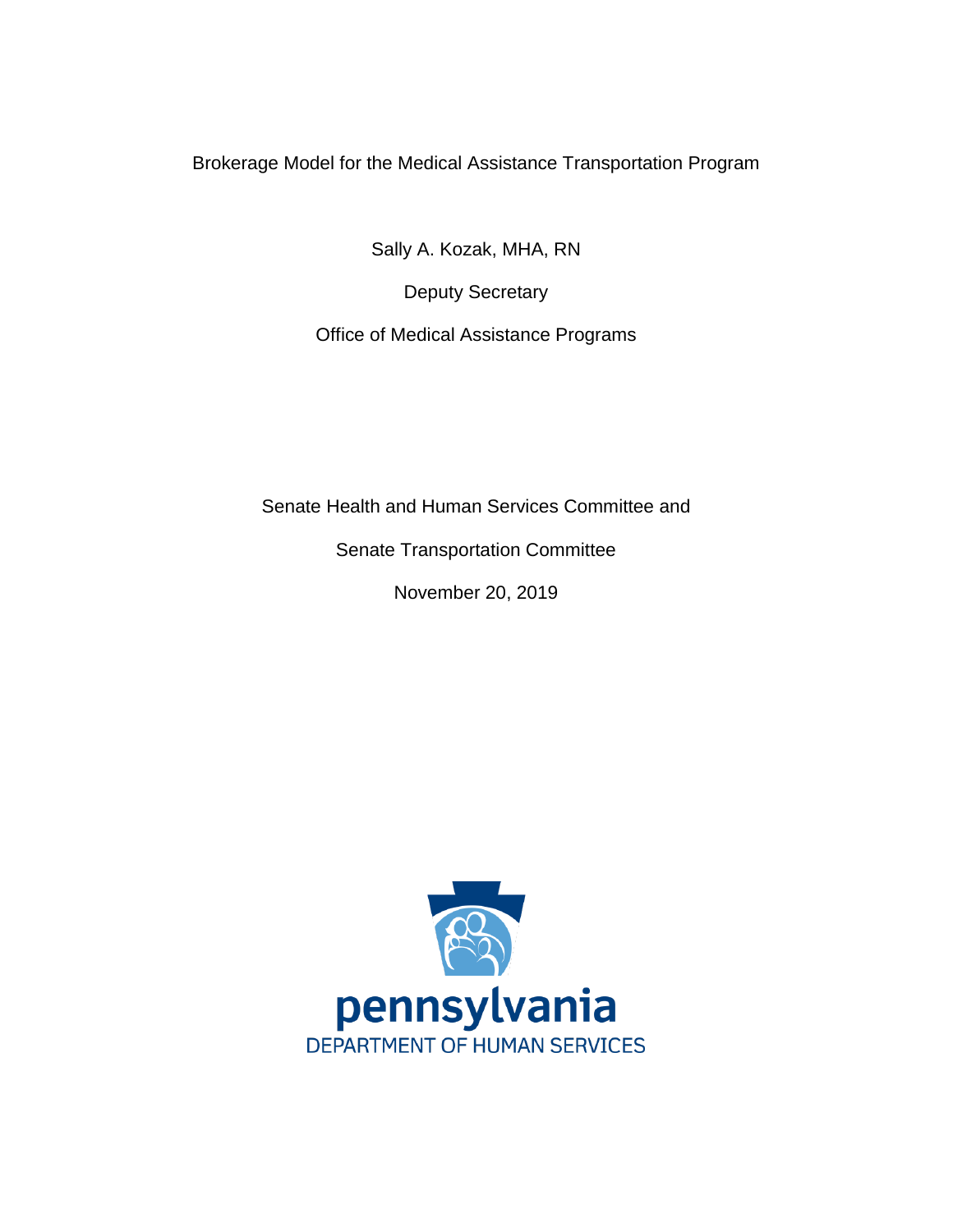# Brokerage Model for the Medical Assistance Transportation Program

Sally A. Kozak, MHA, RN

Deputy Secretary

Office of Medical Assistance Programs

Senate Health and Human Services Committee and

Senate Transportation Committee

November 20, 2019

pennsylvania
DEPARTMENT OF HUMAN SERVICES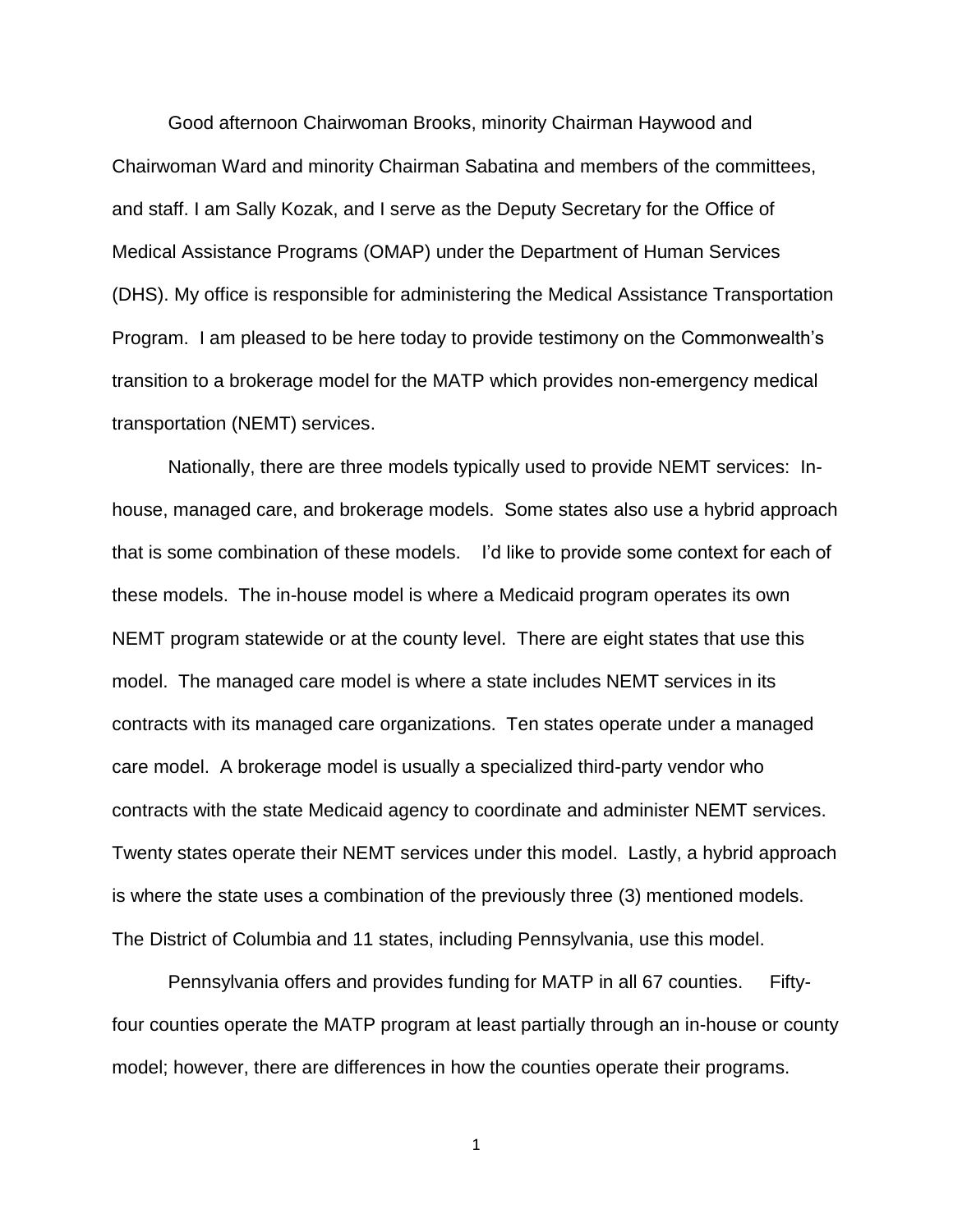Good afternoon Chairwoman Brooks, minority Chairman Haywood and Chairwoman Ward and minority Chairman Sabatina and members of the committees, and staff. I am Sally Kozak, and I serve as the Deputy Secretary for the Office of Medical Assistance Programs (OMAP) under the Department of Human Services (DHS). My office is responsible for administering the Medical Assistance Transportation Program. I am pleased to be here today to provide testimony on the Commonwealth's transition to a brokerage model for the MATP which provides non-emergency medical transportation (NEMT) services.

Nationally, there are three models typically used to provide NEMT services: In-house, managed care, and brokerage models. Some states also use a hybrid approach that is some combination of these models. I'd like to provide some context for each of these models. The in-house model is where a Medicaid program operates its own NEMT program statewide or at the county level. There are eight states that use this model. The managed care model is where a state includes NEMT services in its contracts with its managed care organizations. Ten states operate under a managed care model. A brokerage model is usually a specialized third-party vendor who contracts with the state Medicaid agency to coordinate and administer NEMT services. Twenty states operate their NEMT services under this model. Lastly, a hybrid approach is where the state uses a combination of the previously three (3) mentioned models. The District of Columbia and 11 states, including Pennsylvania, use this model.

Pennsylvania offers and provides funding for MATP in all 67 counties. Fifty-four counties operate the MATP program at least partially through an in-house or county model; however, there are differences in how the counties operate their programs.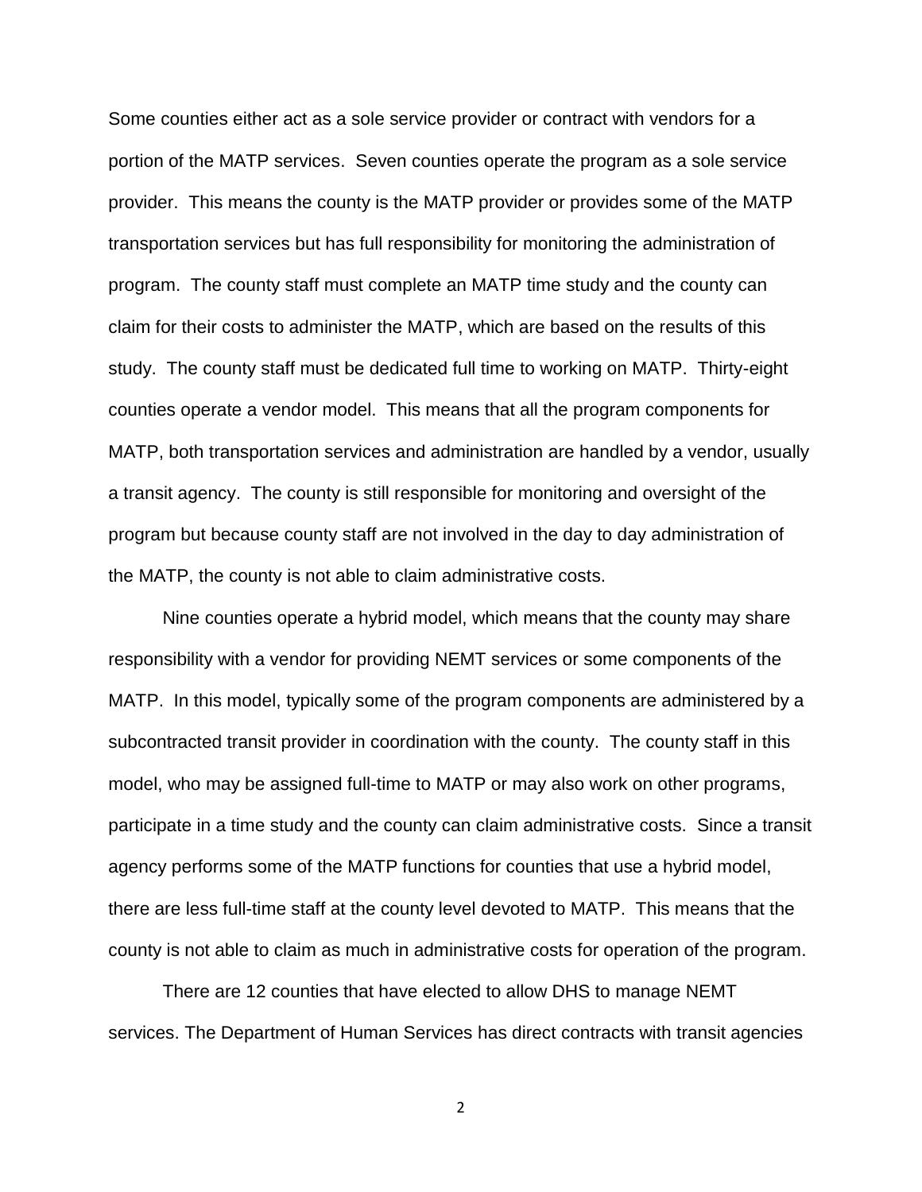Some counties either act as a sole service provider or contract with vendors for a portion of the MATP services. Seven counties operate the program as a sole service provider. This means the county is the MATP provider or provides some of the MATP transportation services but has full responsibility for monitoring the administration of program. The county staff must complete an MATP time study and the county can claim for their costs to administer the MATP, which are based on the results of this study. The county staff must be dedicated full time to working on MATP. Thirty-eight counties operate a vendor model. This means that all the program components for MATP, both transportation services and administration are handled by a vendor, usually a transit agency. The county is still responsible for monitoring and oversight of the program but because county staff are not involved in the day to day administration of the MATP, the county is not able to claim administrative costs.

Nine counties operate a hybrid model, which means that the county may share responsibility with a vendor for providing NEMT services or some components of the MATP. In this model, typically some of the program components are administered by a subcontracted transit provider in coordination with the county. The county staff in this model, who may be assigned full-time to MATP or may also work on other programs, participate in a time study and the county can claim administrative costs. Since a transit agency performs some of the MATP functions for counties that use a hybrid model, there are less full-time staff at the county level devoted to MATP. This means that the county is not able to claim as much in administrative costs for operation of the program.

There are 12 counties that have elected to allow DHS to manage NEMT services. The Department of Human Services has direct contracts with transit agencies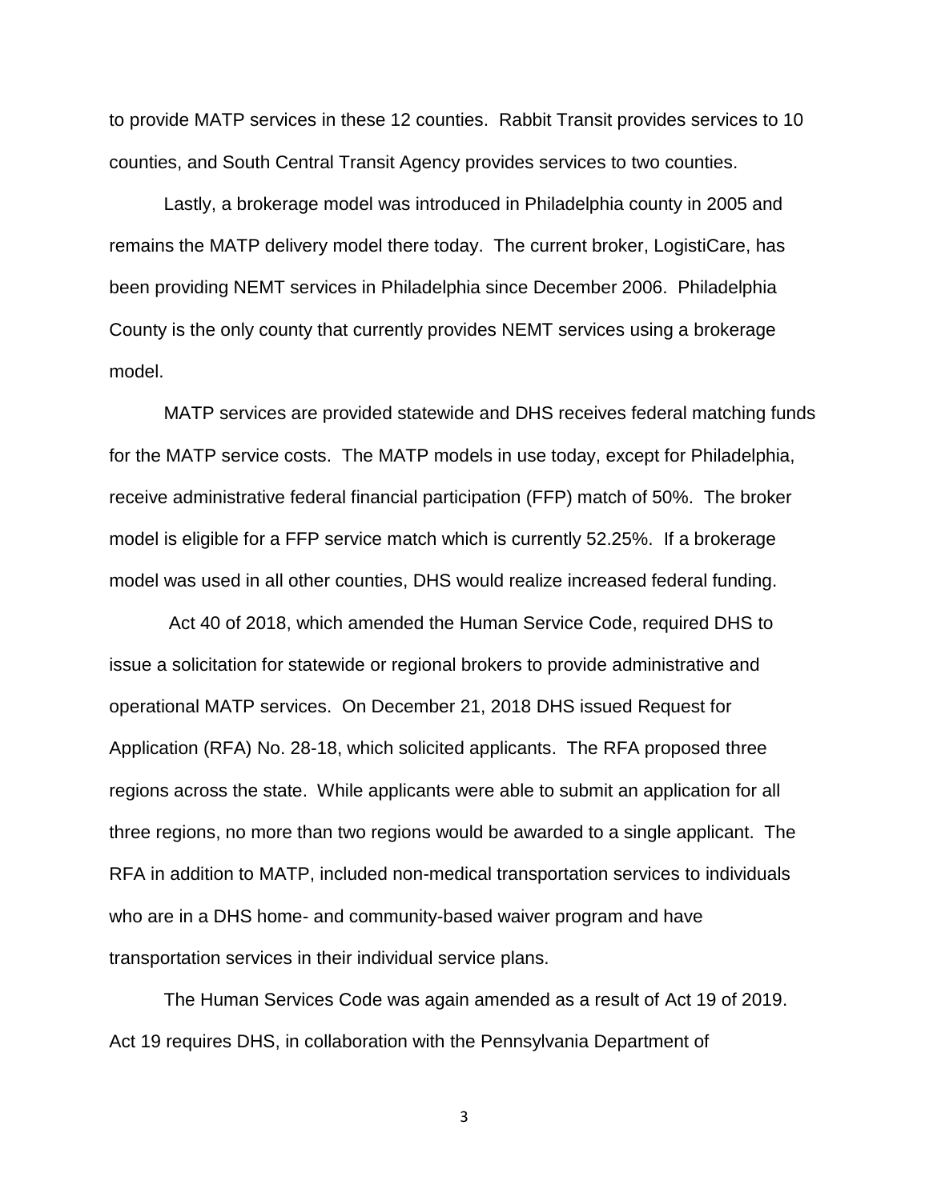to provide MATP services in these 12 counties. Rabbit Transit provides services to 10 counties, and South Central Transit Agency provides services to two counties.

Lastly, a brokerage model was introduced in Philadelphia county in 2005 and remains the MATP delivery model there today. The current broker, LogistiCare, has been providing NEMT services in Philadelphia since December 2006. Philadelphia County is the only county that currently provides NEMT services using a brokerage model.

MATP services are provided statewide and DHS receives federal matching funds for the MATP service costs. The MATP models in use today, except for Philadelphia, receive administrative federal financial participation (FFP) match of 50%. The broker model is eligible for a FFP service match which is currently 52.25%. If a brokerage model was used in all other counties, DHS would realize increased federal funding.

Act 40 of 2018, which amended the Human Service Code, required DHS to issue a solicitation for statewide or regional brokers to provide administrative and operational MATP services. On December 21, 2018 DHS issued Request for Application (RFA) No. 28-18, which solicited applicants. The RFA proposed three regions across the state. While applicants were able to submit an application for all three regions, no more than two regions would be awarded to a single applicant. The RFA in addition to MATP, included non-medical transportation services to individuals who are in a DHS home- and community-based waiver program and have transportation services in their individual service plans.

The Human Services Code was again amended as a result of Act 19 of 2019. Act 19 requires DHS, in collaboration with the Pennsylvania Department of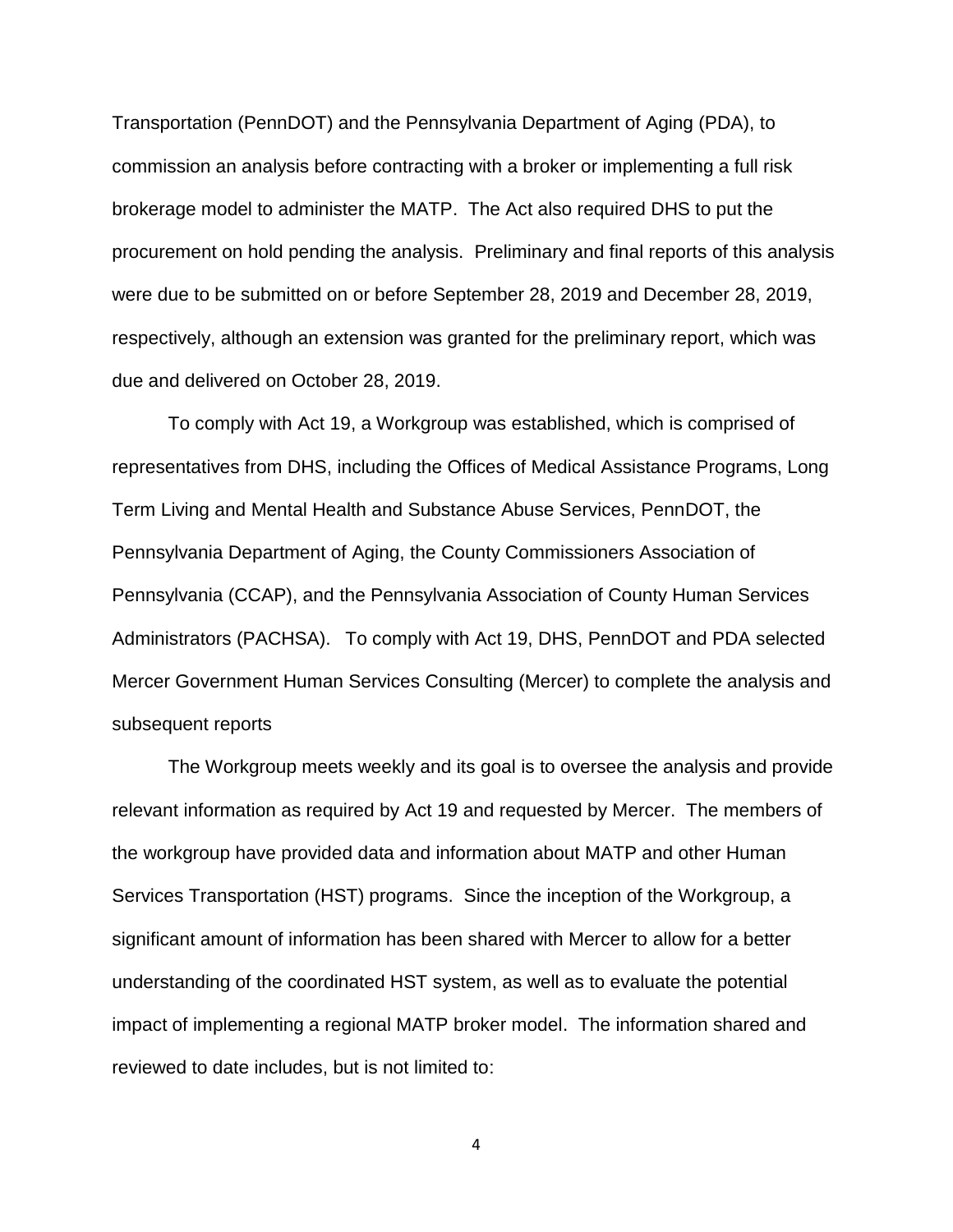Transportation (PennDOT) and the Pennsylvania Department of Aging (PDA), to commission an analysis before contracting with a broker or implementing a full risk brokerage model to administer the MATP. The Act also required DHS to put the procurement on hold pending the analysis. Preliminary and final reports of this analysis were due to be submitted on or before September 28, 2019 and December 28, 2019, respectively, although an extension was granted for the preliminary report, which was due and delivered on October 28, 2019.

To comply with Act 19, a Workgroup was established, which is comprised of representatives from DHS, including the Offices of Medical Assistance Programs, Long Term Living and Mental Health and Substance Abuse Services, PennDOT, the Pennsylvania Department of Aging, the County Commissioners Association of Pennsylvania (CCAP), and the Pennsylvania Association of County Human Services Administrators (PACHSA). To comply with Act 19, DHS, PennDOT and PDA selected Mercer Government Human Services Consulting (Mercer) to complete the analysis and subsequent reports

The Workgroup meets weekly and its goal is to oversee the analysis and provide relevant information as required by Act 19 and requested by Mercer. The members of the workgroup have provided data and information about MATP and other Human Services Transportation (HST) programs. Since the inception of the Workgroup, a significant amount of information has been shared with Mercer to allow for a better understanding of the coordinated HST system, as well as to evaluate the potential impact of implementing a regional MATP broker model. The information shared and reviewed to date includes, but is not limited to: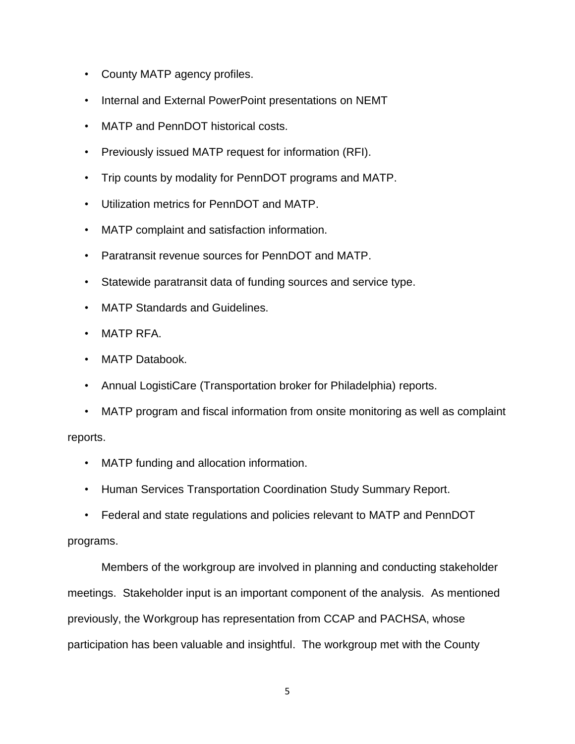- County MATP agency profiles.
- Internal and External PowerPoint presentations on NEMT
- MATP and PennDOT historical costs.
- Previously issued MATP request for information (RFI).
- Trip counts by modality for PennDOT programs and MATP.
- Utilization metrics for PennDOT and MATP.
- MATP complaint and satisfaction information.
- Paratransit revenue sources for PennDOT and MATP.
- Statewide paratransit data of funding sources and service type.
- MATP Standards and Guidelines.
- MATP RFA.
- MATP Databook.
- Annual LogistiCare (Transportation broker for Philadelphia) reports.
- MATP program and fiscal information from onsite monitoring as well as complaint reports.
- MATP funding and allocation information.
- Human Services Transportation Coordination Study Summary Report.
- Federal and state regulations and policies relevant to MATP and PennDOT programs.

Members of the workgroup are involved in planning and conducting stakeholder meetings. Stakeholder input is an important component of the analysis. As mentioned previously, the Workgroup has representation from CCAP and PACHSA, whose participation has been valuable and insightful. The workgroup met with the County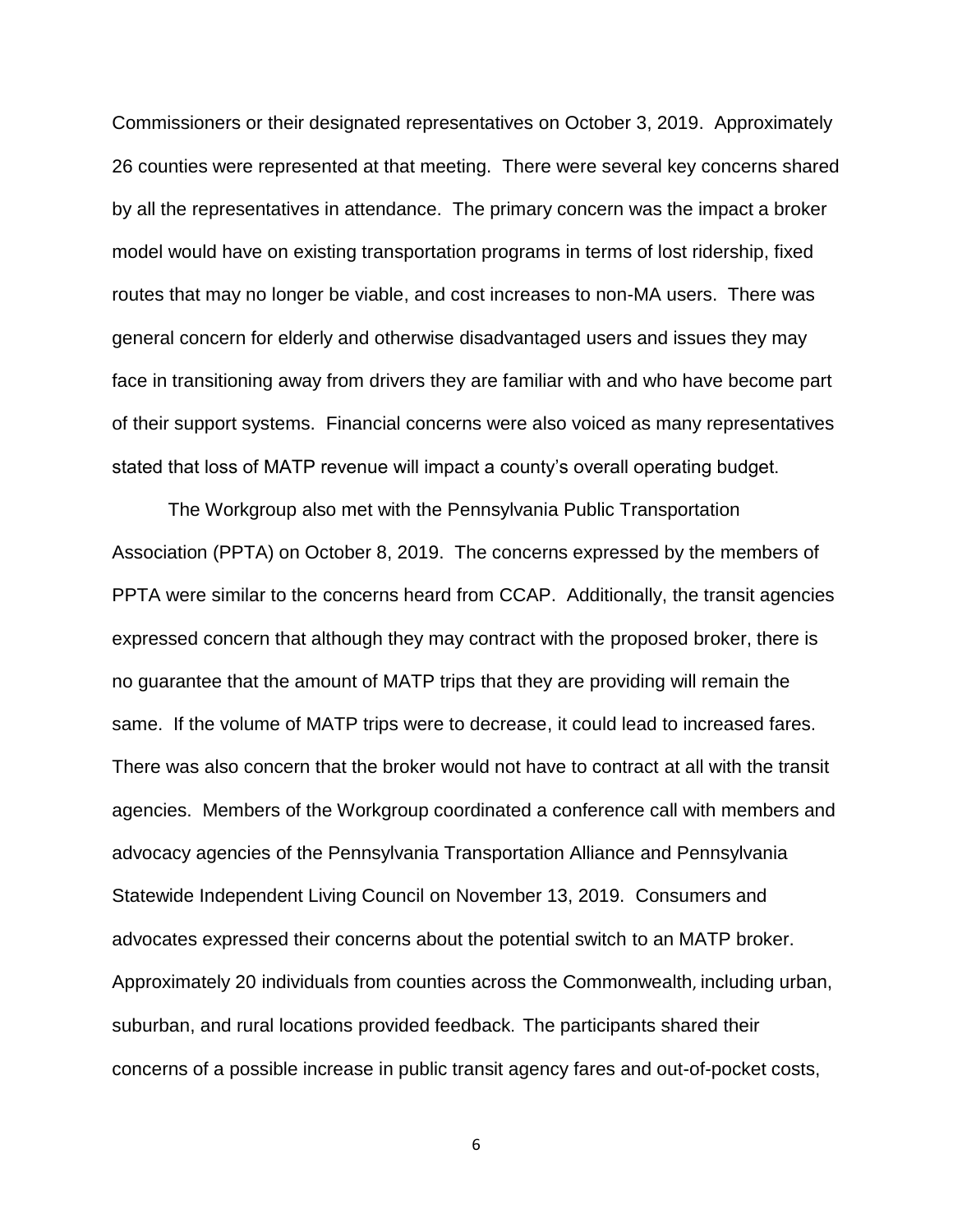Commissioners or their designated representatives on October 3, 2019. Approximately 26 counties were represented at that meeting. There were several key concerns shared by all the representatives in attendance. The primary concern was the impact a broker model would have on existing transportation programs in terms of lost ridership, fixed routes that may no longer be viable, and cost increases to non-MA users. There was general concern for elderly and otherwise disadvantaged users and issues they may face in transitioning away from drivers they are familiar with and who have become part of their support systems. Financial concerns were also voiced as many representatives stated that loss of MATP revenue will impact a county's overall operating budget.

The Workgroup also met with the Pennsylvania Public Transportation Association (PPTA) on October 8, 2019. The concerns expressed by the members of PPTA were similar to the concerns heard from CCAP. Additionally, the transit agencies expressed concern that although they may contract with the proposed broker, there is no guarantee that the amount of MATP trips that they are providing will remain the same. If the volume of MATP trips were to decrease, it could lead to increased fares. There was also concern that the broker would not have to contract at all with the transit agencies. Members of the Workgroup coordinated a conference call with members and advocacy agencies of the Pennsylvania Transportation Alliance and Pennsylvania Statewide Independent Living Council on November 13, 2019. Consumers and advocates expressed their concerns about the potential switch to an MATP broker. Approximately 20 individuals from counties across the Commonwealth, including urban, suburban, and rural locations provided feedback. The participants shared their concerns of a possible increase in public transit agency fares and out-of-pocket costs,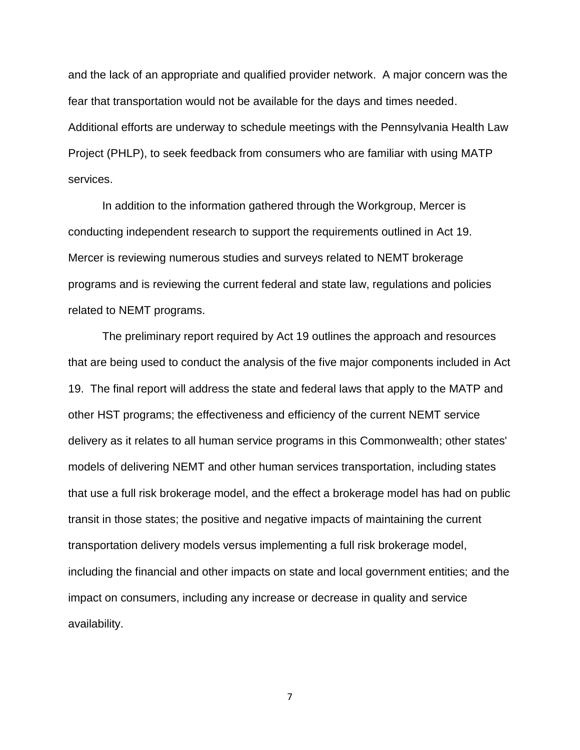and the lack of an appropriate and qualified provider network. A major concern was the fear that transportation would not be available for the days and times needed. Additional efforts are underway to schedule meetings with the Pennsylvania Health Law Project (PHLP), to seek feedback from consumers who are familiar with using MATP services.

In addition to the information gathered through the Workgroup, Mercer is conducting independent research to support the requirements outlined in Act 19. Mercer is reviewing numerous studies and surveys related to NEMT brokerage programs and is reviewing the current federal and state law, regulations and policies related to NEMT programs.

The preliminary report required by Act 19 outlines the approach and resources that are being used to conduct the analysis of the five major components included in Act 19. The final report will address the state and federal laws that apply to the MATP and other HST programs; the effectiveness and efficiency of the current NEMT service delivery as it relates to all human service programs in this Commonwealth; other states' models of delivering NEMT and other human services transportation, including states that use a full risk brokerage model, and the effect a brokerage model has had on public transit in those states; the positive and negative impacts of maintaining the current transportation delivery models versus implementing a full risk brokerage model, including the financial and other impacts on state and local government entities; and the impact on consumers, including any increase or decrease in quality and service availability.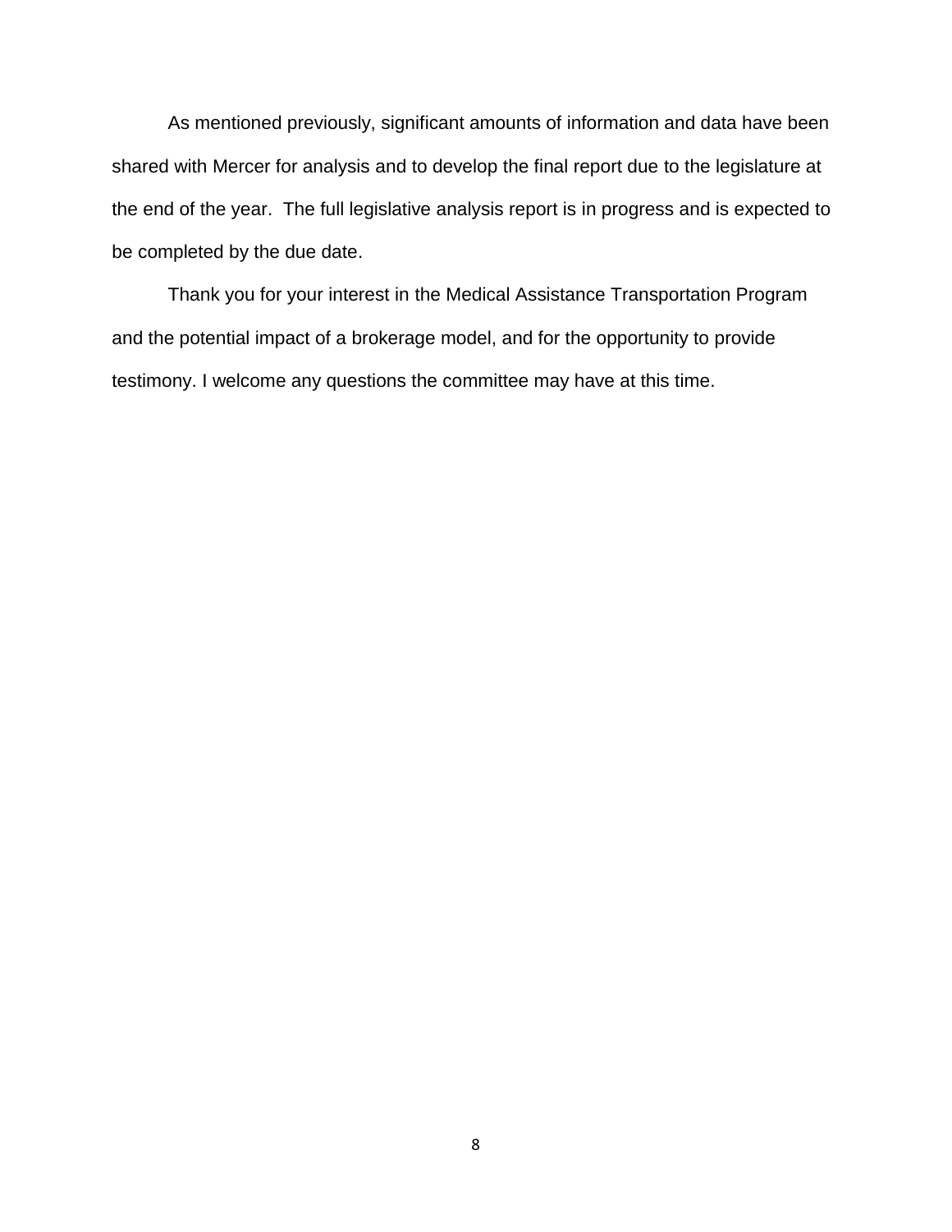As mentioned previously, significant amounts of information and data have been shared with Mercer for analysis and to develop the final report due to the legislature at the end of the year. The full legislative analysis report is in progress and is expected to be completed by the due date.

Thank you for your interest in the Medical Assistance Transportation Program and the potential impact of a brokerage model, and for the opportunity to provide testimony. I welcome any questions the committee may have at this time.